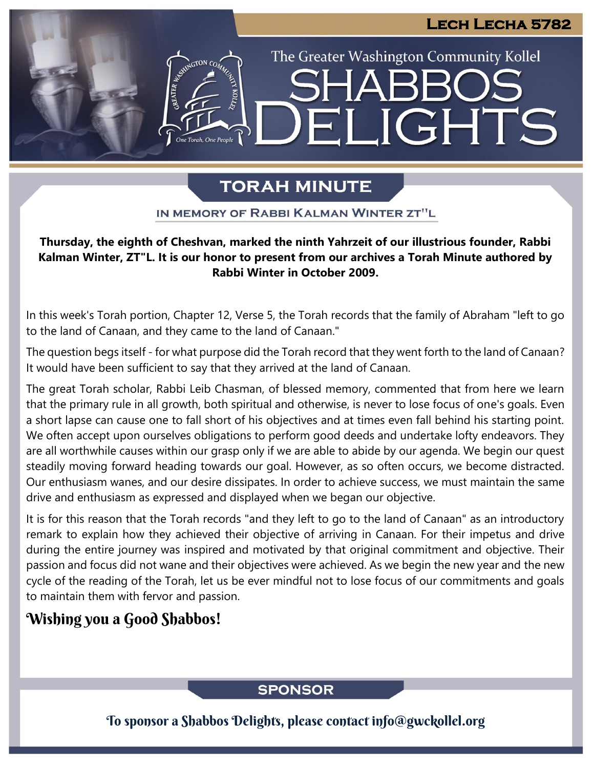Lech Lecha 5782

The Greater Washington Community Kollel

# SHABBOS DELIGHTS

## TORAH MINUTE

### IN MEMORY OF RABBI KALMAN WINTER ZT"L

**Thursday, the eighth of Cheshvan, marked the ninth Yahrzeit of our illustrious founder, Rabbi Kalman Winter, ZT"L. It is our honor to present from our archives a Torah Minute authored by Rabbi Winter in October 2009.**

In this week's Torah portion, Chapter 12, Verse 5, the Torah records that the family of Abraham "left to go to the land of Canaan, and they came to the land of Canaan."

The question begs itself - for what purpose did the Torah record that they went forth to the land of Canaan? It would have been sufficient to say that they arrived at the land of Canaan.

The great Torah scholar, Rabbi Leib Chasman, of blessed memory, commented that from here we learn that the primary rule in all growth, both spiritual and otherwise, is never to lose focus of one's goals. Even a short lapse can cause one to fall short of his objectives and at times even fall behind his starting point. We often accept upon ourselves obligations to perform good deeds and undertake lofty endeavors. They are all worthwhile causes within our grasp only if we are able to abide by our agenda. We begin our quest steadily moving forward heading towards our goal. However, as so often occurs, we become distracted. Our enthusiasm wanes, and our desire dissipates. In order to achieve success, we must maintain the same drive and enthusiasm as expressed and displayed when we began our objective.

It is for this reason that the Torah records "and they left to go to the land of Canaan" as an introductory remark to explain how they achieved their objective of arriving in Canaan. For their impetus and drive during the entire journey was inspired and motivated by that original commitment and objective. Their passion and focus did not wane and their objectives were achieved. As we begin the new year and the new cycle of the reading of the Torah, let us be ever mindful not to lose focus of our commitments and goals to maintain them with fervor and passion.

**Wishing you a Good Shabbos!**

## SPONSOR

To sponsor a Shabbos Delights, please contact info@gwckollel.org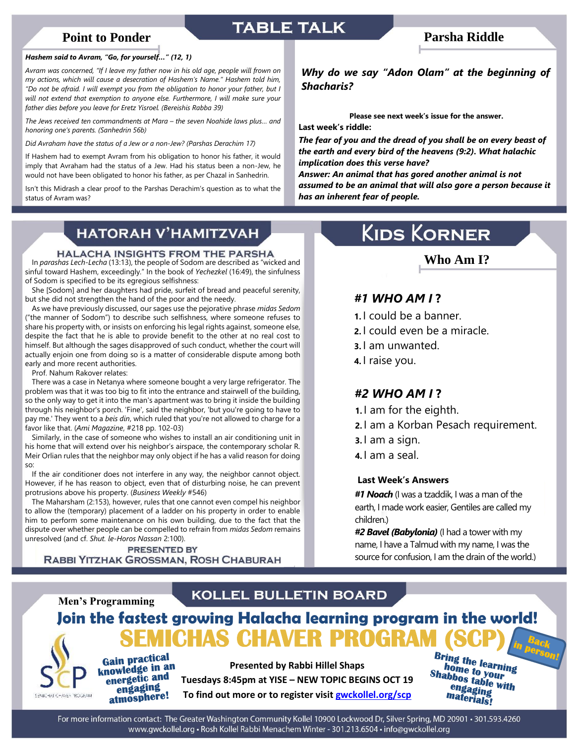# TABLE TALK

## Point to Ponder

***Hashem said to Avram, "Go, for yourself..." (12, 1)***

*Avram was concerned, "If I leave my father now in his old age, people will frown on my actions, which will cause a desecration of Hashem's Name." Hashem told him, "Do not be afraid. I will exempt you from the obligation to honor your father, but I will not extend that exemption to anyone else. Furthermore, I will make sure your father dies before you leave for Eretz Yisroel. (Bereishis Rabba 39)*

*The Jews received ten commandments at Mara – the seven Noahide laws plus... and honoring one's parents. (Sanhedrin 56b)*

*Did Avraham have the status of a Jew or a non-Jew? (Parshas Derachim 17)*

If Hashem had to exempt Avram from his obligation to honor his father, it would imply that Avraham had the status of a Jew. Had his status been a non-Jew, he would not have been obligated to honor his father, as per Chazal in Sanhedrin.

Isn't this Midrash a clear proof to the Parshas Derachim's question as to what the status of Avram was?

## Parsha Riddle

***Why do we say "Adon Olam" at the beginning of Shacharis?***

**Please see next week's issue for the answer.**

**Last week's riddle:**

***The fear of you and the dread of you shall be on every beast of the earth and every bird of the heavens (9:2). What halachic implication does this verse have?***

***Answer: An animal that has gored another animal is not assumed to be an animal that will also gore a person because it has an inherent fear of people.***

# HATORAH V'HAMITZVAH

## HALACHA INSIGHTS FROM THE PARSHA

In *parashas Lech-Lecha* (13:13), the people of Sodom are described as "wicked and sinful toward Hashem, exceedingly." In the book of *Yechezkel* (16:49), the sinfulness of Sodom is specified to be its egregious selfishness:

She [Sodom] and her daughters had pride, surfeit of bread and peaceful serenity, but she did not strengthen the hand of the poor and the needy.

As we have previously discussed, our sages use the pejorative phrase *midas Sedom* ("the manner of Sodom") to describe such selfishness, where someone refuses to share his property with, or insists on enforcing his legal rights against, someone else, despite the fact that he is able to provide benefit to the other at no real cost to himself. But although the sages disapproved of such conduct, whether the court will actually enjoin one from doing so is a matter of considerable dispute among both early and more recent authorities.

Prof. Nahum Rakover relates:

There was a case in Netanya where someone bought a very large refrigerator. The problem was that it was too big to fit into the entrance and stairwell of the building, so the only way to get it into the man's apartment was to bring it inside the building through his neighbor's porch. 'Fine', said the neighbor, 'but you're going to have to pay me.' They went to a *beis din*, which ruled that you're not allowed to charge for a favor like that. (*Ami Magazine*, #218 pp. 102-03)

Similarly, in the case of someone who wishes to install an air conditioning unit in his home that will extend over his neighbor's airspace, the contemporary scholar R. Meir Orlian rules that the neighbor may only object if he has a valid reason for doing so:

If the air conditioner does not interfere in any way, the neighbor cannot object. However, if he has reason to object, even that of disturbing noise, he can prevent protrusions above his property. (*Business Weekly* #546)

The Maharsham (2:153), however, rules that one cannot even compel his neighbor to allow the (temporary) placement of a ladder on his property in order to enable him to perform some maintenance on his own building, due to the fact that the dispute over whether people can be compelled to refrain from *midas Sedom* remains unresolved (and cf. *Shut. le-Horos Nassan* 2:100).

PRESENTED BY
RABBI YITZHAK GROSSMAN, ROSH CHABURAH

# KIDS KORNER

## Who Am I?

### *#1 WHO AM I?*

1. I could be a banner.
2. I could even be a miracle.
3. I am unwanted.
4. I raise you.

### *#2 WHO AM I?*

1. I am for the eighth.
2. I am a Korban Pesach requirement.
3. I am a sign.
4. I am a seal.

**Last Week's Answers**

***#1 Noach*** (I was a tzaddik, I was a man of the earth, I made work easier, Gentiles are called my children.)

***#2 Bavel (Babylonia)*** (I had a tower with my name, I have a Talmud with my name, I was the source for confusion, I am the drain of the world.)

# KOLLEL BULLETIN BOARD

**Men's Programming**

## Join the fastest growing Halacha learning program in the world!

## SEMICHAS CHAVER PROGRAM (SCP)

Back in person!

Gain practical knowledge in an energetic and engaging atmosphere!

**Presented by Rabbi Hillel Shaps**

**Tuesdays 8:45pm at YISE – NEW TOPIC BEGINS OCT 19**

**To find out more or to register visit gwckollel.org/scp**

Bring the learning home to your Shabbos table with engaging materials!

For more information contact: The Greater Washington Community Kollel 10900 Lockwood Dr, Silver Spring, MD 20901 • 301.593.4260
www.gwckollel.org • Rosh Kollel Rabbi Menachem Winter - 301.213.6504 • info@gwckollel.org